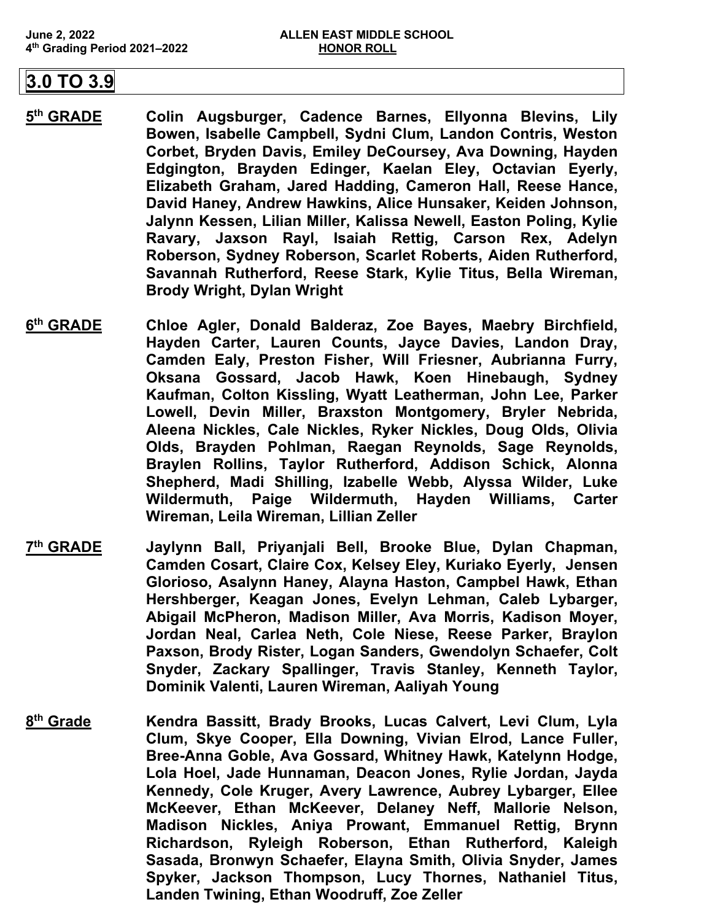June 2, 2022

4th Grading Period 2021–2022

**ALLEN EAST MIDDLE SCHOOL**

**HONOR ROLL**

# 3.0 TO 3.9

**5th GRADE**

**Colin Augsburger, Cadence Barnes, Ellyonna Blevins, Lily Bowen, Isabelle Campbell, Sydni Clum, Landon Contris, Weston Corbet, Bryden Davis, Emiley DeCoursey, Ava Downing, Hayden Edgington, Brayden Edinger, Kaelan Eley, Octavian Eyerly, Elizabeth Graham, Jared Hadding, Cameron Hall, Reese Hance, David Haney, Andrew Hawkins, Alice Hunsaker, Keiden Johnson, Jalynn Kessen, Lilian Miller, Kalissa Newell, Easton Poling, Kylie Ravary, Jaxson Rayl, Isaiah Rettig, Carson Rex, Adelyn Roberson, Sydney Roberson, Scarlet Roberts, Aiden Rutherford, Savannah Rutherford, Reese Stark, Kylie Titus, Bella Wireman, Brody Wright, Dylan Wright**

**6th GRADE**

**Chloe Agler, Donald Balderaz, Zoe Bayes, Maebry Birchfield, Hayden Carter, Lauren Counts, Jayce Davies, Landon Dray, Camden Ealy, Preston Fisher, Will Friesner, Aubrianna Furry, Oksana Gossard, Jacob Hawk, Koen Hinebaugh, Sydney Kaufman, Colton Kissling, Wyatt Leatherman, John Lee, Parker Lowell, Devin Miller, Braxston Montgomery, Bryler Nebrida, Aleena Nickles, Cale Nickles, Ryker Nickles, Doug Olds, Olivia Olds, Brayden Pohlman, Raegan Reynolds, Sage Reynolds, Braylen Rollins, Taylor Rutherford, Addison Schick, Alonna Shepherd, Madi Shilling, Izabelle Webb, Alyssa Wilder, Luke Wildermuth, Paige Wildermuth, Hayden Williams, Carter Wireman, Leila Wireman, Lillian Zeller**

**7th GRADE**

**Jaylynn Ball, Priyanjali Bell, Brooke Blue, Dylan Chapman, Camden Cosart, Claire Cox, Kelsey Eley, Kuriako Eyerly, Jensen Glorioso, Asalynn Haney, Alayna Haston, Campbel Hawk, Ethan Hershberger, Keagan Jones, Evelyn Lehman, Caleb Lybarger, Abigail McPheron, Madison Miller, Ava Morris, Kadison Moyer, Jordan Neal, Carlea Neth, Cole Niese, Reese Parker, Braylon Paxson, Brody Rister, Logan Sanders, Gwendolyn Schaefer, Colt Snyder, Zackary Spallinger, Travis Stanley, Kenneth Taylor, Dominik Valenti, Lauren Wireman, Aaliyah Young**

**8th Grade**

**Kendra Bassitt, Brady Brooks, Lucas Calvert, Levi Clum, Lyla Clum, Skye Cooper, Ella Downing, Vivian Elrod, Lance Fuller, Bree-Anna Goble, Ava Gossard, Whitney Hawk, Katelynn Hodge, Lola Hoel, Jade Hunnaman, Deacon Jones, Rylie Jordan, Jayda Kennedy, Cole Kruger, Avery Lawrence, Aubrey Lybarger, Ellee McKeever, Ethan McKeever, Delaney Neff, Mallorie Nelson, Madison Nickles, Aniya Prowant, Emmanuel Rettig, Brynn Richardson, Ryleigh Roberson, Ethan Rutherford, Kaleigh Sasada, Bronwyn Schaefer, Elayna Smith, Olivia Snyder, James Spyker, Jackson Thompson, Lucy Thornes, Nathaniel Titus, Landen Twining, Ethan Woodruff, Zoe Zeller**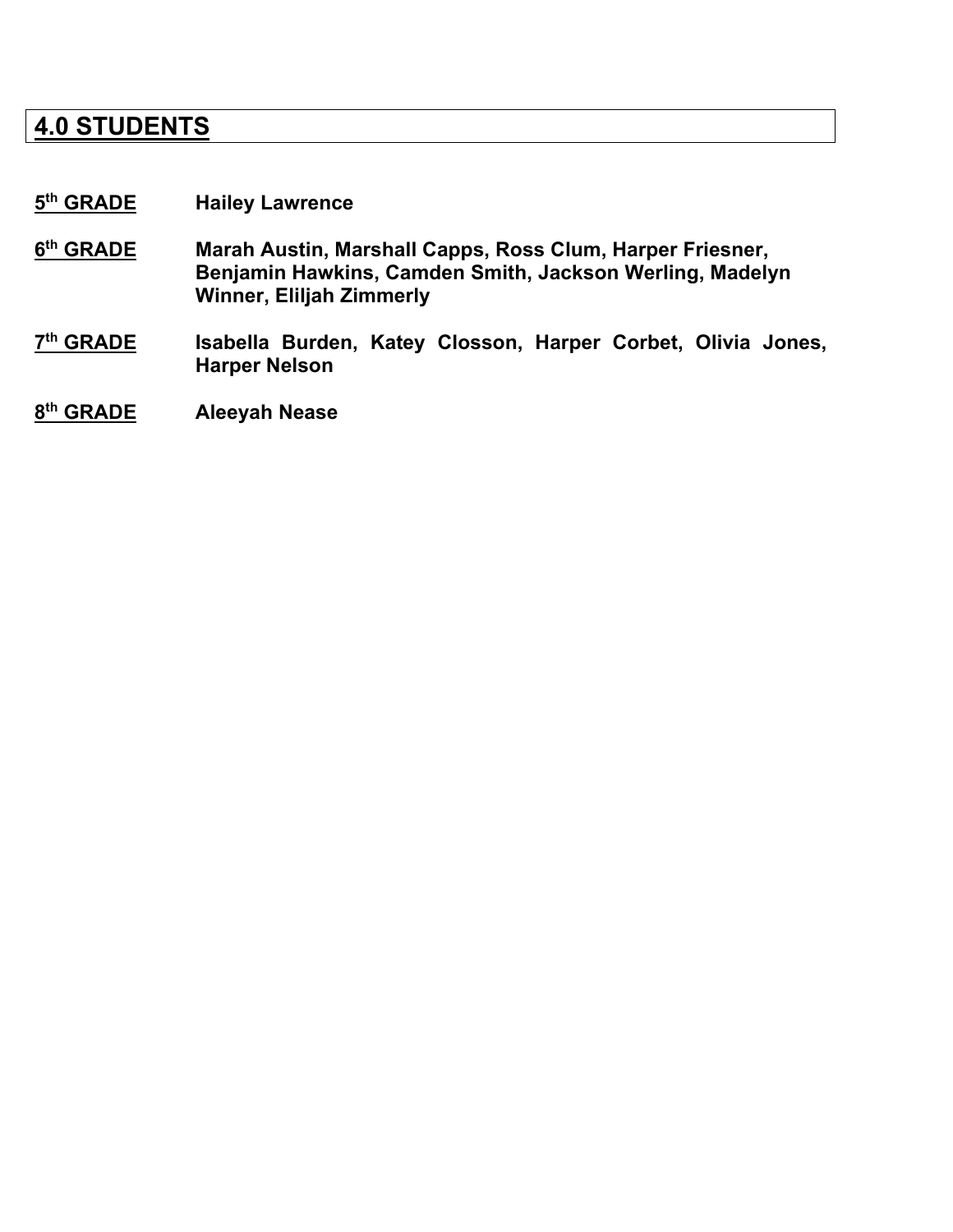## 4.0 STUDENTS

**5th GRADE** **Hailey Lawrence**

**6th GRADE** **Marah Austin, Marshall Capps, Ross Clum, Harper Friesner, Benjamin Hawkins, Camden Smith, Jackson Werling, Madelyn Winner, Elijah Zimmerly**

**7th GRADE** **Isabella Burden, Katey Closson, Harper Corbet, Olivia Jones, Harper Nelson**

**8th GRADE** **Aleeyah Nease**